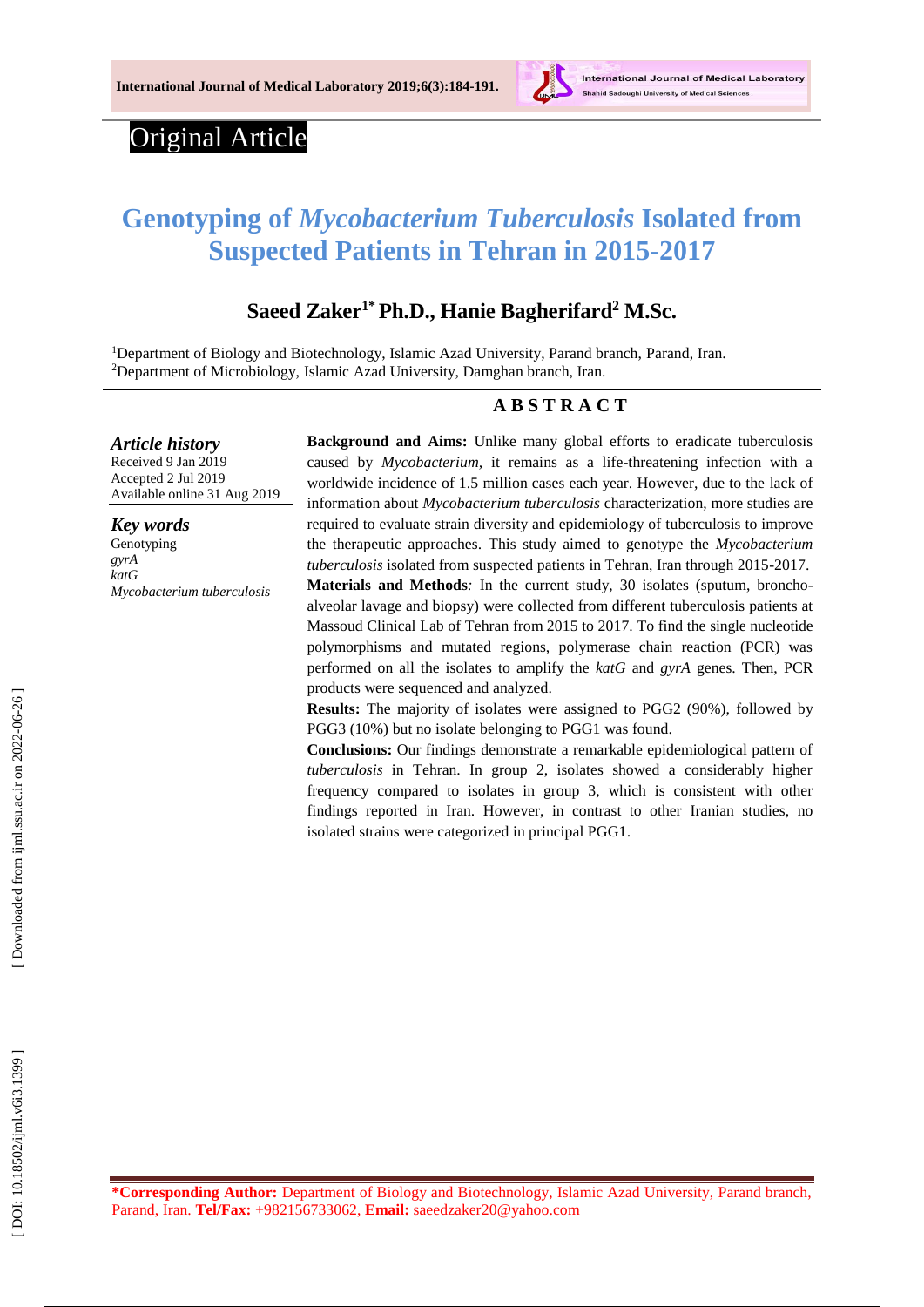Original Article

# Genotyping of *Mycobacterium Tuberculosis* Isolated from Suspected Patients in Tehran in 2015-2017

**Saeed Zaker[1*] Ph.D., Hanie Bagherifard[2] M.Sc.**

[1]Department of Biology and Biotechnology, Islamic Azad University, Parand branch, Parand, Iran.
[2]Department of Microbiology, Islamic Azad University, Damghan branch, Iran.

***Article history***
Received 9 Jan 2019
Accepted 2 Jul 2019
Available online 31 Aug 2019

***Key words***
Genotyping
*gyrA*
*katG*
*Mycobacterium tuberculosis*

## ABSTRACT

**Background and Aims:** Unlike many global efforts to eradicate tuberculosis caused by *Mycobacterium,* it remains as a life-threatening infection with a worldwide incidence of 1.5 million cases each year. However, due to the lack of information about *Mycobacterium tuberculosis* characterization, more studies are required to evaluate strain diversity and epidemiology of tuberculosis to improve the therapeutic approaches. This study aimed to genotype the *Mycobacterium tuberculosis* isolated from suspected patients in Tehran, Iran through 2015-2017.

**Materials and Methods***:* In the current study, 30 isolates (sputum, broncho-alveolar lavage and biopsy) were collected from different tuberculosis patients at Massoud Clinical Lab of Tehran from 2015 to 2017. To find the single nucleotide polymorphisms and mutated regions, polymerase chain reaction (PCR) was performed on all the isolates to amplify the *katG* and *gyrA* genes. Then, PCR products were sequenced and analyzed.

**Results:** The majority of isolates were assigned to PGG2 (90%), followed by PGG3 (10%) but no isolate belonging to PGG1 was found.

**Conclusions:** Our findings demonstrate a remarkable epidemiological pattern of *tuberculosis* in Tehran. In group 2, isolates showed a considerably higher frequency compared to isolates in group 3, which is consistent with other findings reported in Iran. However, in contrast to other Iranian studies, no isolated strains were categorized in principal PGG1.

**\*Corresponding Author:** Department of Biology and Biotechnology, Islamic Azad University, Parand branch, Parand, Iran. **Tel/Fax:** +982156733062, **Email:** saeedzaker20@yahoo.com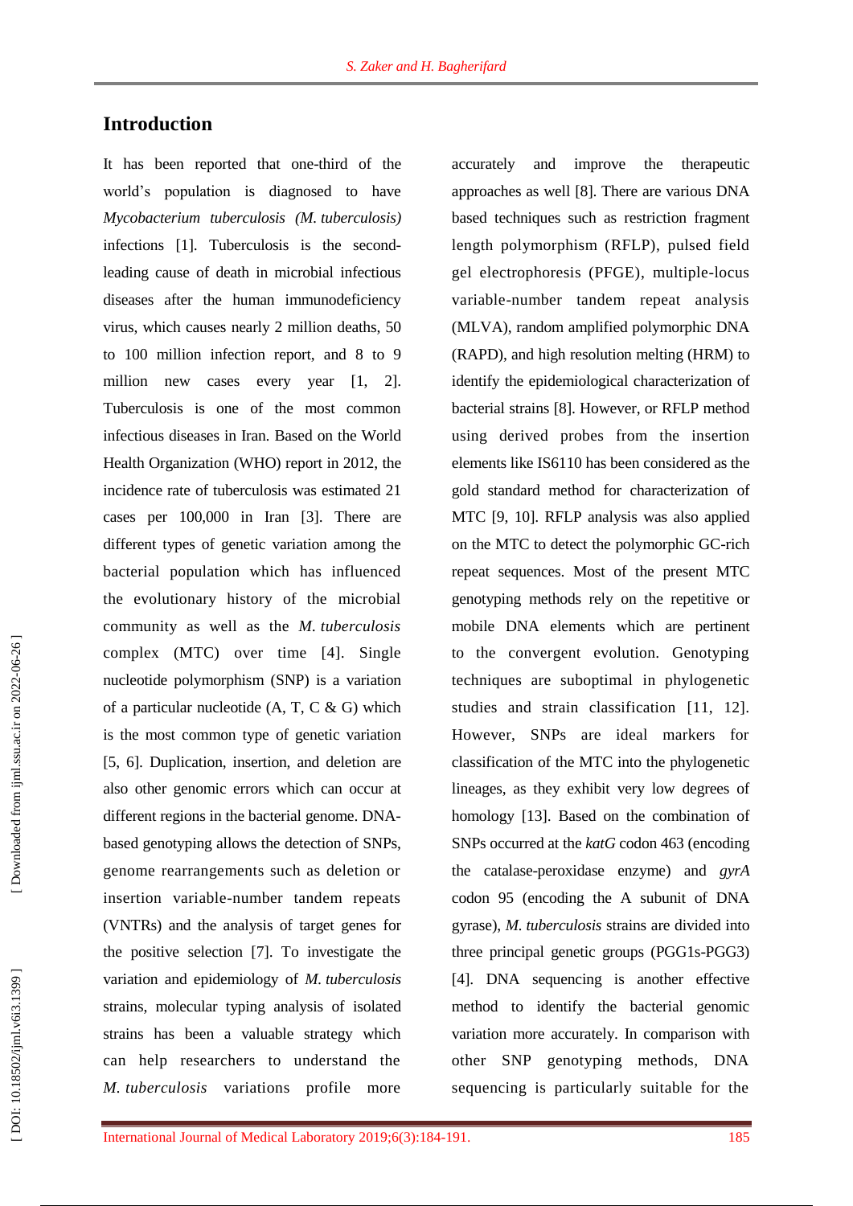## Introduction

It has been reported that one-third of the world's population is diagnosed to have *Mycobacterium tuberculosis (M. tuberculosis)* infections [1]. Tuberculosis is the second-leading cause of death in microbial infectious diseases after the human immunodeficiency virus, which causes nearly 2 million deaths, 50 to 100 million infection report, and 8 to 9 million new cases every year [1, 2]. Tuberculosis is one of the most common infectious diseases in Iran. Based on the World Health Organization (WHO) report in 2012, the incidence rate of tuberculosis was estimated 21 cases per 100,000 in Iran [3]. There are different types of genetic variation among the bacterial population which has influenced the evolutionary history of the microbial community as well as the *M. tuberculosis* complex (MTC) over time [4]. Single nucleotide polymorphism (SNP) is a variation of a particular nucleotide (A, T, C & G) which is the most common type of genetic variation [5, 6]. Duplication, insertion, and deletion are also other genomic errors which can occur at different regions in the bacterial genome. DNA-based genotyping allows the detection of SNPs, genome rearrangements such as deletion or insertion variable-number tandem repeats (VNTRs) and the analysis of target genes for the positive selection [7]. To investigate the variation and epidemiology of *M. tuberculosis* strains, molecular typing analysis of isolated strains has been a valuable strategy which can help researchers to understand the *M. tuberculosis* variations profile more accurately and improve the therapeutic approaches as well [8]. There are various DNA based techniques such as restriction fragment length polymorphism (RFLP), pulsed field gel electrophoresis (PFGE), multiple-locus variable-number tandem repeat analysis (MLVA), random amplified polymorphic DNA (RAPD), and high resolution melting (HRM) to identify the epidemiological characterization of bacterial strains [8]. However, or RFLP method using derived probes from the insertion elements like IS6110 has been considered as the gold standard method for characterization of MTC [9, 10]. RFLP analysis was also applied on the MTC to detect the polymorphic GC-rich repeat sequences. Most of the present MTC genotyping methods rely on the repetitive or mobile DNA elements which are pertinent to the convergent evolution. Genotyping techniques are suboptimal in phylogenetic studies and strain classification [11, 12]. However, SNPs are ideal markers for classification of the MTC into the phylogenetic lineages, as they exhibit very low degrees of homology [13]. Based on the combination of SNPs occurred at the *katG* codon 463 (encoding the catalase-peroxidase enzyme) and *gyrA* codon 95 (encoding the A subunit of DNA gyrase), *M. tuberculosis* strains are divided into three principal genetic groups (PGG1s-PGG3) [4]. DNA sequencing is another effective method to identify the bacterial genomic variation more accurately. In comparison with other SNP genotyping methods, DNA sequencing is particularly suitable for the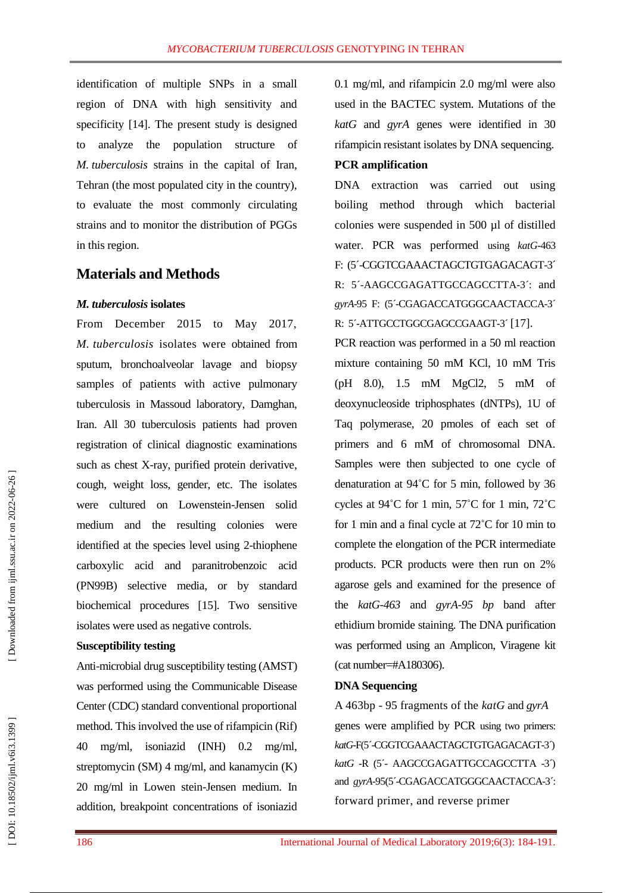identification of multiple SNPs in a small region of DNA with high sensitivity and specificity [14]. The present study is designed to analyze the population structure of *M. tuberculosis* strains in the capital of Iran, Tehran (the most populated city in the country), to evaluate the most commonly circulating strains and to monitor the distribution of PGGs in this region.

## Materials and Methods

### *M. tuberculosis* isolates

From December 2015 to May 2017, *M. tuberculosis* isolates were obtained from sputum, bronchoalveolar lavage and biopsy samples of patients with active pulmonary tuberculosis in Massoud laboratory, Damghan, Iran. All 30 tuberculosis patients had proven registration of clinical diagnostic examinations such as chest X-ray, purified protein derivative, cough, weight loss, gender, etc. The isolates were cultured on Lowenstein-Jensen solid medium and the resulting colonies were identified at the species level using 2-thiophene carboxylic acid and paranitrobenzoic acid (PN99B) selective media, or by standard biochemical procedures [15]. Two sensitive isolates were used as negative controls.

### Susceptibility testing

Anti-microbial drug susceptibility testing (AMST) was performed using the Communicable Disease Center (CDC) standard conventional proportional method. This involved the use of rifampicin (Rif) 40 mg/ml, isoniazid (INH) 0.2 mg/ml, streptomycin (SM) 4 mg/ml, and kanamycin (K) 20 mg/ml in Lowen stein-Jensen medium. In addition, breakpoint concentrations of isoniazid 0.1 mg/ml, and rifampicin 2.0 mg/ml were also used in the BACTEC system. Mutations of the *katG* and *gyrA* genes were identified in 30 rifampicin resistant isolates by DNA sequencing.

### PCR amplification

DNA extraction was carried out using boiling method through which bacterial colonies were suspended in 500 µl of distilled water. PCR was performed using *katG*-463 F: (5´-CGGTCGAAACTAGCTGTGAGACAGT-3´ R: 5´-AAGCCGAGATTGCCAGCCTTA-3´: and *gyrA*-95 F: (5´-CGAGACCATGGGCAACTACCA-3´ R: 5´-ATTGCCTGGCGAGCCGAAGT-3´ [17].

PCR reaction was performed in a 50 ml reaction mixture containing 50 mM KCl, 10 mM Tris (pH 8.0), 1.5 mM MgCl2, 5 mM of deoxynucleoside triphosphates (dNTPs), 1U of Taq polymerase, 20 pmoles of each set of primers and 6 mM of chromosomal DNA. Samples were then subjected to one cycle of denaturation at 94˚C for 5 min, followed by 36 cycles at 94˚C for 1 min, 57˚C for 1 min, 72˚C for 1 min and a final cycle at 72˚C for 10 min to complete the elongation of the PCR intermediate products. PCR products were then run on 2% agarose gels and examined for the presence of the *katG-463* and *gyrA-95 bp* band after ethidium bromide staining. The DNA purification was performed using an Amplicon, Viragene kit (cat number=#A180306).

### DNA Sequencing

A 463bp - 95 fragments of the *katG* and *gyrA* genes were amplified by PCR using two primers: *katG*-F(5´-CGGTCGAAACTAGCTGTGAGACAGT-3´) *katG* -R (5´- AAGCCGAGATTGCCAGCCTTA -3´) and *gyrA*-95(5´-CGAGACCATGGGCAACTACCA-3´: forward primer, and reverse primer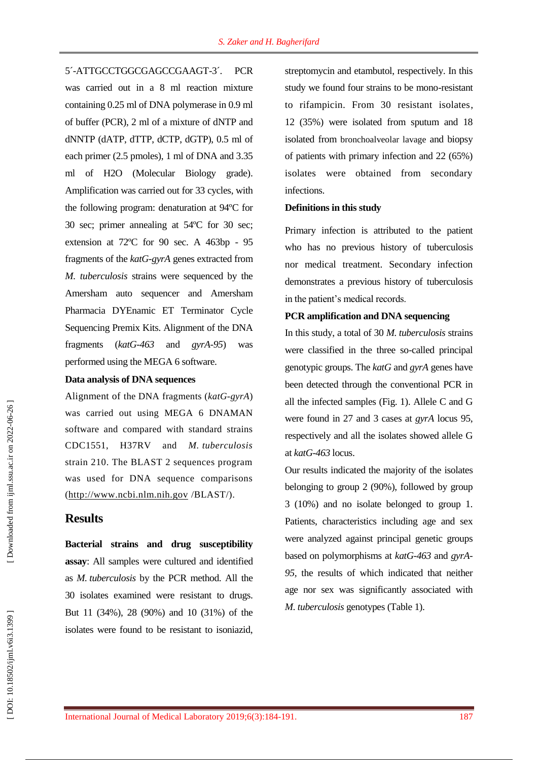5´-ATTGCCTGGCGAGCCGAAGT-3´. PCR was carried out in a 8 ml reaction mixture containing 0.25 ml of DNA polymerase in 0.9 ml of buffer (PCR), 2 ml of a mixture of dNTP and dNNTP (dATP, dTTP, dCTP, dGTP), 0.5 ml of each primer (2.5 pmoles), 1 ml of DNA and 3.35 ml of H2O (Molecular Biology grade). Amplification was carried out for 33 cycles, with the following program: denaturation at 94ºC for 30 sec; primer annealing at 54ºC for 30 sec; extension at 72ºC for 90 sec. A 463bp - 95 fragments of the *katG-gyrA* genes extracted from *M. tuberculosis* strains were sequenced by the Amersham auto sequencer and Amersham Pharmacia DYEnamic ET Terminator Cycle Sequencing Premix Kits. Alignment of the DNA fragments (*katG-463* and *gyrA-95*) was performed using the MEGA 6 software.

**Data analysis of DNA sequences**

Alignment of the DNA fragments (*katG-gyrA*) was carried out using MEGA 6 DNAMAN software and compared with standard strains CDC1551, H37RV and *M. tuberculosis* strain 210. The BLAST 2 sequences program was used for DNA sequence comparisons (http://www.ncbi.nlm.nih.gov /BLAST/).

## Results

**Bacterial strains and drug susceptibility assay**: All samples were cultured and identified as *M. tuberculosis* by the PCR method. All the 30 isolates examined were resistant to drugs. But 11 (34%), 28 (90%) and 10 (31%) of the isolates were found to be resistant to isoniazid, streptomycin and etambutol, respectively. In this study we found four strains to be mono-resistant to rifampicin. From 30 resistant isolates, 12 (35%) were isolated from sputum and 18 isolated from bronchoalveolar lavage and biopsy of patients with primary infection and 22 (65%) isolates were obtained from secondary infections.

**Definitions in this study**

Primary infection is attributed to the patient who has no previous history of tuberculosis nor medical treatment. Secondary infection demonstrates a previous history of tuberculosis in the patient's medical records.

**PCR amplification and DNA sequencing**

In this study, a total of 30 *M. tuberculosis* strains were classified in the three so-called principal genotypic groups. The *katG* and *gyrA* genes have been detected through the conventional PCR in all the infected samples (Fig. 1). Allele C and G were found in 27 and 3 cases at *gyrA* locus 95, respectively and all the isolates showed allele G at *katG-463* locus.

Our results indicated the majority of the isolates belonging to group 2 (90%), followed by group 3 (10%) and no isolate belonged to group 1. Patients, characteristics including age and sex were analyzed against principal genetic groups based on polymorphisms at *katG-463* and *gyrA-95*, the results of which indicated that neither age nor sex was significantly associated with *M. tuberculosis* genotypes (Table 1).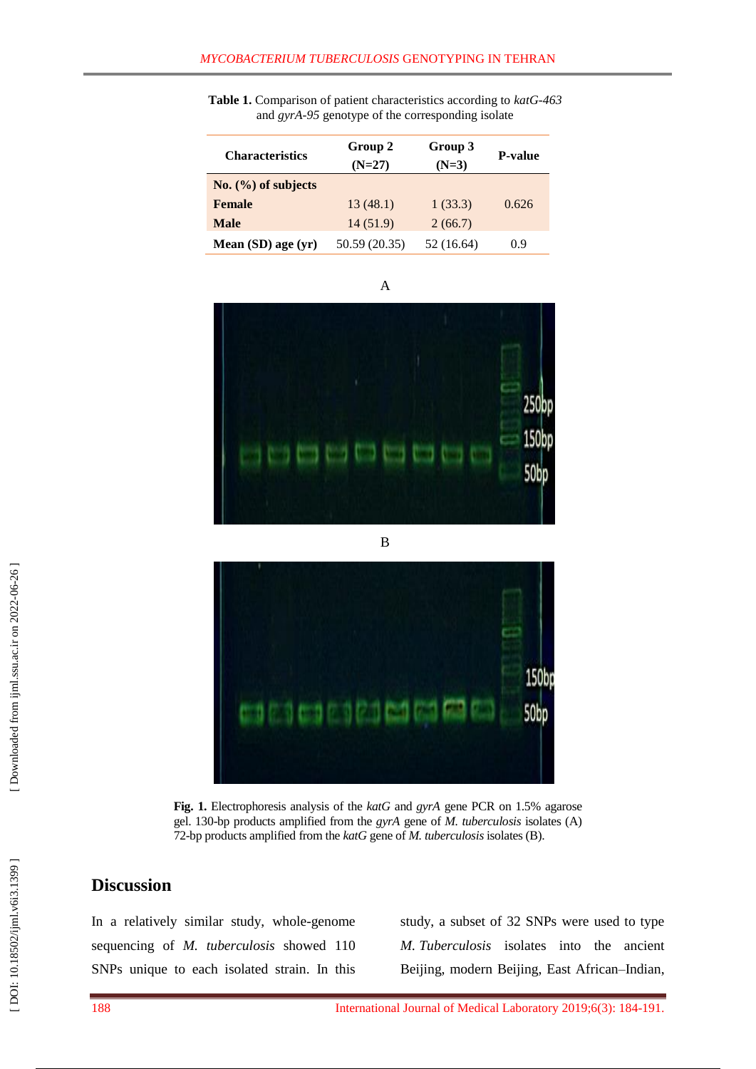**Table 1.** Comparison of patient characteristics according to *katG-463* and *gyrA-95* genotype of the corresponding isolate

| Characteristics | Group 2 (N=27) | Group 3 (N=3) | P-value |
|---|---|---|---|
| **No. (%) of subjects** | | | |
| **Female** | 13 (48.1) | 1 (33.3) | 0.626 |
| **Male** | 14 (51.9) | 2 (66.7) | |
| **Mean (SD) age (yr)** | 50.59 (20.35) | 52 (16.64) | 0.9 |

**Fig. 1.** Electrophoresis analysis of the *katG* and *gyrA* gene PCR on 1.5% agarose gel. 130-bp products amplified from the *gyrA* gene of *M. tuberculosis* isolates (A) 72-bp products amplified from the *katG* gene of *M. tuberculosis* isolates (B).

## Discussion

In a relatively similar study, whole-genome sequencing of *M. tuberculosis* showed 110 SNPs unique to each isolated strain. In this study, a subset of 32 SNPs were used to type *M. Tuberculosis* isolates into the ancient Beijing, modern Beijing, East African–Indian,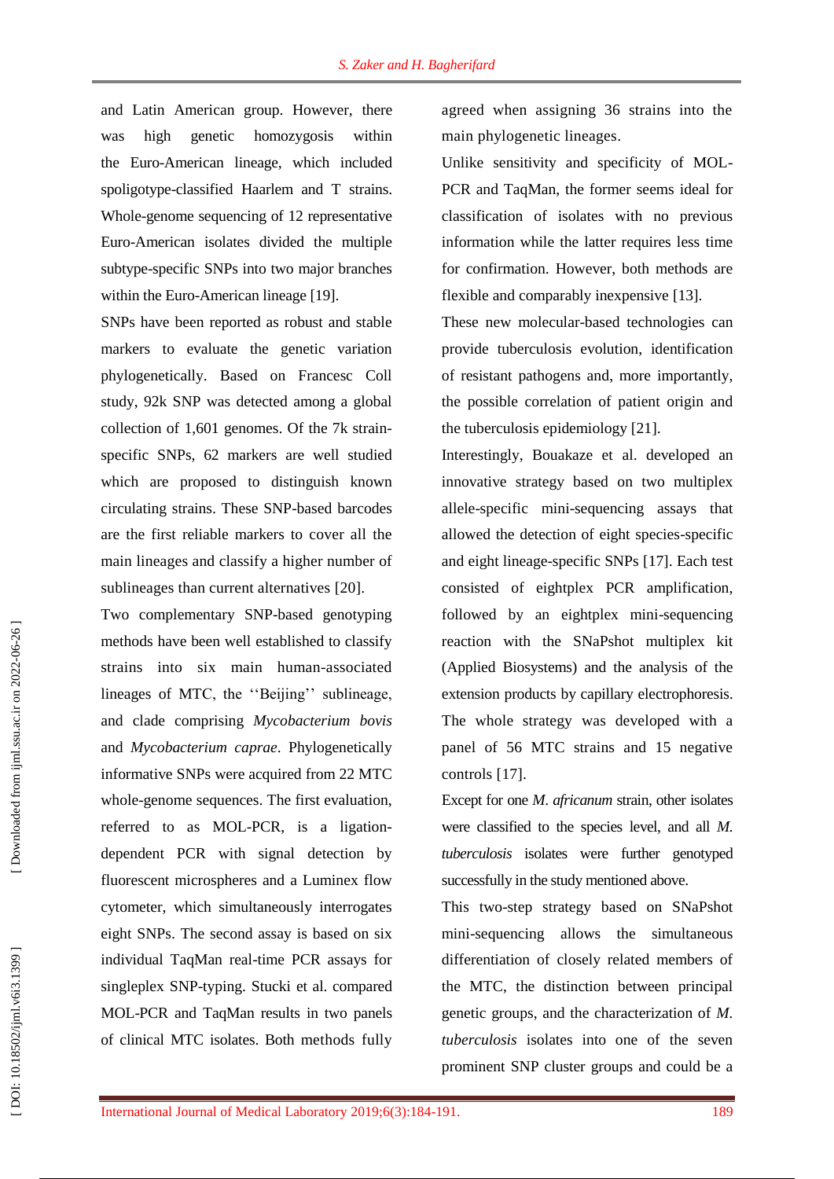and Latin American group. However, there was high genetic homozygosis within the Euro-American lineage, which included spoligotype-classified Haarlem and T strains. Whole-genome sequencing of 12 representative Euro-American isolates divided the multiple subtype-specific SNPs into two major branches within the Euro-American lineage [19].

SNPs have been reported as robust and stable markers to evaluate the genetic variation phylogenetically. Based on Francesc Coll study, 92k SNP was detected among a global collection of 1,601 genomes. Of the 7k strain-specific SNPs, 62 markers are well studied which are proposed to distinguish known circulating strains. These SNP-based barcodes are the first reliable markers to cover all the main lineages and classify a higher number of sublineages than current alternatives [20].

Two complementary SNP-based genotyping methods have been well established to classify strains into six main human-associated lineages of MTC, the ''Beijing'' sublineage, and clade comprising *Mycobacterium bovis* and *Mycobacterium caprae*. Phylogenetically informative SNPs were acquired from 22 MTC whole-genome sequences. The first evaluation, referred to as MOL-PCR, is a ligation-dependent PCR with signal detection by fluorescent microspheres and a Luminex flow cytometer, which simultaneously interrogates eight SNPs. The second assay is based on six individual TaqMan real-time PCR assays for singleplex SNP-typing. Stucki et al. compared MOL-PCR and TaqMan results in two panels of clinical MTC isolates. Both methods fully agreed when assigning 36 strains into the main phylogenetic lineages.

Unlike sensitivity and specificity of MOL-PCR and TaqMan, the former seems ideal for classification of isolates with no previous information while the latter requires less time for confirmation. However, both methods are flexible and comparably inexpensive [13].

These new molecular-based technologies can provide tuberculosis evolution, identification of resistant pathogens and, more importantly, the possible correlation of patient origin and the tuberculosis epidemiology [21].

Interestingly, Bouakaze et al. developed an innovative strategy based on two multiplex allele-specific mini-sequencing assays that allowed the detection of eight species-specific and eight lineage-specific SNPs [17]. Each test consisted of eightplex PCR amplification, followed by an eightplex mini-sequencing reaction with the SNaPshot multiplex kit (Applied Biosystems) and the analysis of the extension products by capillary electrophoresis. The whole strategy was developed with a panel of 56 MTC strains and 15 negative controls [17].

Except for one *M. africanum* strain, other isolates were classified to the species level, and all *M. tuberculosis* isolates were further genotyped successfully in the study mentioned above.

This two-step strategy based on SNaPshot mini-sequencing allows the simultaneous differentiation of closely related members of the MTC, the distinction between principal genetic groups, and the characterization of *M. tuberculosis* isolates into one of the seven prominent SNP cluster groups and could be a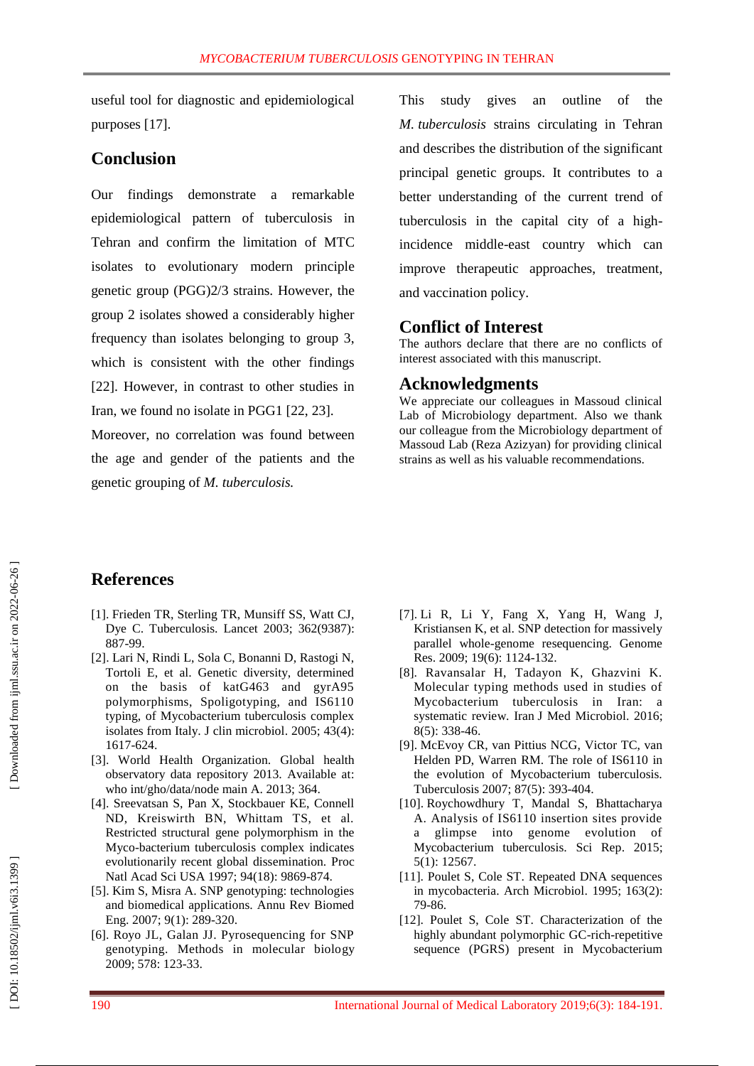useful tool for diagnostic and epidemiological purposes [17].

## Conclusion

Our findings demonstrate a remarkable epidemiological pattern of tuberculosis in Tehran and confirm the limitation of MTC isolates to evolutionary modern principle genetic group (PGG)2/3 strains. However, the group 2 isolates showed a considerably higher frequency than isolates belonging to group 3, which is consistent with the other findings [22]. However, in contrast to other studies in Iran, we found no isolate in PGG1 [22, 23].

Moreover, no correlation was found between the age and gender of the patients and the genetic grouping of *M. tuberculosis.*

This study gives an outline of the *M. tuberculosis* strains circulating in Tehran and describes the distribution of the significant principal genetic groups. It contributes to a better understanding of the current trend of tuberculosis in the capital city of a high-incidence middle-east country which can improve therapeutic approaches, treatment, and vaccination policy.

## Conflict of Interest

The authors declare that there are no conflicts of interest associated with this manuscript.

## Acknowledgments

We appreciate our colleagues in Massoud clinical Lab of Microbiology department. Also we thank our colleague from the Microbiology department of Massoud Lab (Reza Azizyan) for providing clinical strains as well as his valuable recommendations.

## References

[1]. Frieden TR, Sterling TR, Munsiff SS, Watt CJ, Dye C. Tuberculosis. Lancet 2003; 362(9387): 887-99.

[2]. Lari N, Rindi L, Sola C, Bonanni D, Rastogi N, Tortoli E, et al. Genetic diversity, determined on the basis of katG463 and gyrA95 polymorphisms, Spoligotyping, and IS6110 typing, of Mycobacterium tuberculosis complex isolates from Italy. J clin microbiol. 2005; 43(4): 1617-624.

[3]. World Health Organization. Global health observatory data repository 2013. Available at: who int/gho/data/node main A. 2013; 364.

[4]. Sreevatsan S, Pan X, Stockbauer KE, Connell ND, Kreiswirth BN, Whittam TS, et al. Restricted structural gene polymorphism in the Myco-bacterium tuberculosis complex indicates evolutionarily recent global dissemination. Proc Natl Acad Sci USA 1997; 94(18): 9869-874.

[5]. Kim S, Misra A. SNP genotyping: technologies and biomedical applications. Annu Rev Biomed Eng. 2007; 9(1): 289-320.

[6]. Royo JL, Galan JJ. Pyrosequencing for SNP genotyping. Methods in molecular biology 2009; 578: 123-33.

[7]. Li R, Li Y, Fang X, Yang H, Wang J, Kristiansen K, et al. SNP detection for massively parallel whole-genome resequencing. Genome Res. 2009; 19(6): 1124-132.

[8]. Ravansalar H, Tadayon K, Ghazvini K. Molecular typing methods used in studies of Mycobacterium tuberculosis in Iran: a systematic review. Iran J Med Microbiol. 2016; 8(5): 338-46.

[9]. McEvoy CR, van Pittius NCG, Victor TC, van Helden PD, Warren RM. The role of IS6110 in the evolution of Mycobacterium tuberculosis. Tuberculosis 2007; 87(5): 393-404.

[10]. Roychowdhury T, Mandal S, Bhattacharya A. Analysis of IS6110 insertion sites provide a glimpse into genome evolution of Mycobacterium tuberculosis. Sci Rep. 2015; 5(1): 12567.

[11]. Poulet S, Cole ST. Repeated DNA sequences in mycobacteria. Arch Microbiol. 1995; 163(2): 79-86.

[12]. Poulet S, Cole ST. Characterization of the highly abundant polymorphic GC-rich-repetitive sequence (PGRS) present in Mycobacterium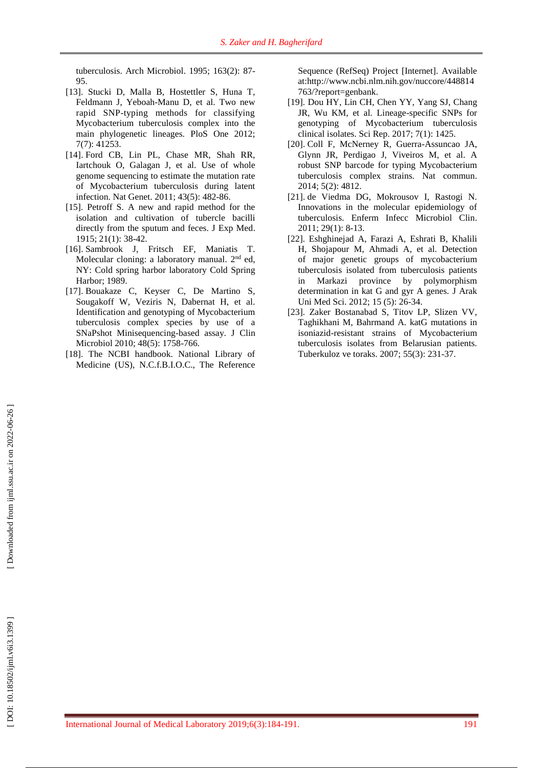tuberculosis. Arch Microbiol. 1995; 163(2): 87-95.

[13]. Stucki D, Malla B, Hostettler S, Huna T, Feldmann J, Yeboah-Manu D, et al. Two new rapid SNP-typing methods for classifying Mycobacterium tuberculosis complex into the main phylogenetic lineages. PloS One 2012; 7(7): 41253.

[14]. Ford CB, Lin PL, Chase MR, Shah RR, Iartchouk O, Galagan J, et al. Use of whole genome sequencing to estimate the mutation rate of Mycobacterium tuberculosis during latent infection. Nat Genet. 2011; 43(5): 482-86.

[15]. Petroff S. A new and rapid method for the isolation and cultivation of tubercle bacilli directly from the sputum and feces. J Exp Med. 1915; 21(1): 38-42.

[16]. Sambrook J, Fritsch EF, Maniatis T. Molecular cloning: a laboratory manual. 2nd ed, NY: Cold spring harbor laboratory Cold Spring Harbor; 1989.

[17]. Bouakaze C, Keyser C, De Martino S, Sougakoff W, Veziris N, Dabernat H, et al. Identification and genotyping of Mycobacterium tuberculosis complex species by use of a SNaPshot Minisequencing-based assay. J Clin Microbiol 2010; 48(5): 1758-766.

[18]. The NCBI handbook. National Library of Medicine (US), N.C.f.B.I.O.C., The Reference Sequence (RefSeq) Project [Internet]. Available at:http://www.ncbi.nlm.nih.gov/nuccore/448814763/?report=genbank.

[19]. Dou HY, Lin CH, Chen YY, Yang SJ, Chang JR, Wu KM, et al. Lineage-specific SNPs for genotyping of Mycobacterium tuberculosis clinical isolates. Sci Rep. 2017; 7(1): 1425.

[20]. Coll F, McNerney R, Guerra-Assuncao JA, Glynn JR, Perdigao J, Viveiros M, et al. A robust SNP barcode for typing Mycobacterium tuberculosis complex strains. Nat commun. 2014; 5(2): 4812.

[21]. de Viedma DG, Mokrousov I, Rastogi N. Innovations in the molecular epidemiology of tuberculosis. Enferm Infecc Microbiol Clin. 2011; 29(1): 8-13.

[22]. Eshghinejad A, Farazi A, Eshrati B, Khalili H, Shojapour M, Ahmadi A, et al. Detection of major genetic groups of mycobacterium tuberculosis isolated from tuberculosis patients in Markazi province by polymorphism determination in kat G and gyr A genes. J Arak Uni Med Sci. 2012; 15 (5): 26-34.

[23]. Zaker Bostanabad S, Titov LP, Slizen VV, Taghikhani M, Bahrmand A. katG mutations in isoniazid-resistant strains of Mycobacterium tuberculosis isolates from Belarusian patients. Tuberkuloz ve toraks. 2007; 55(3): 231-37.